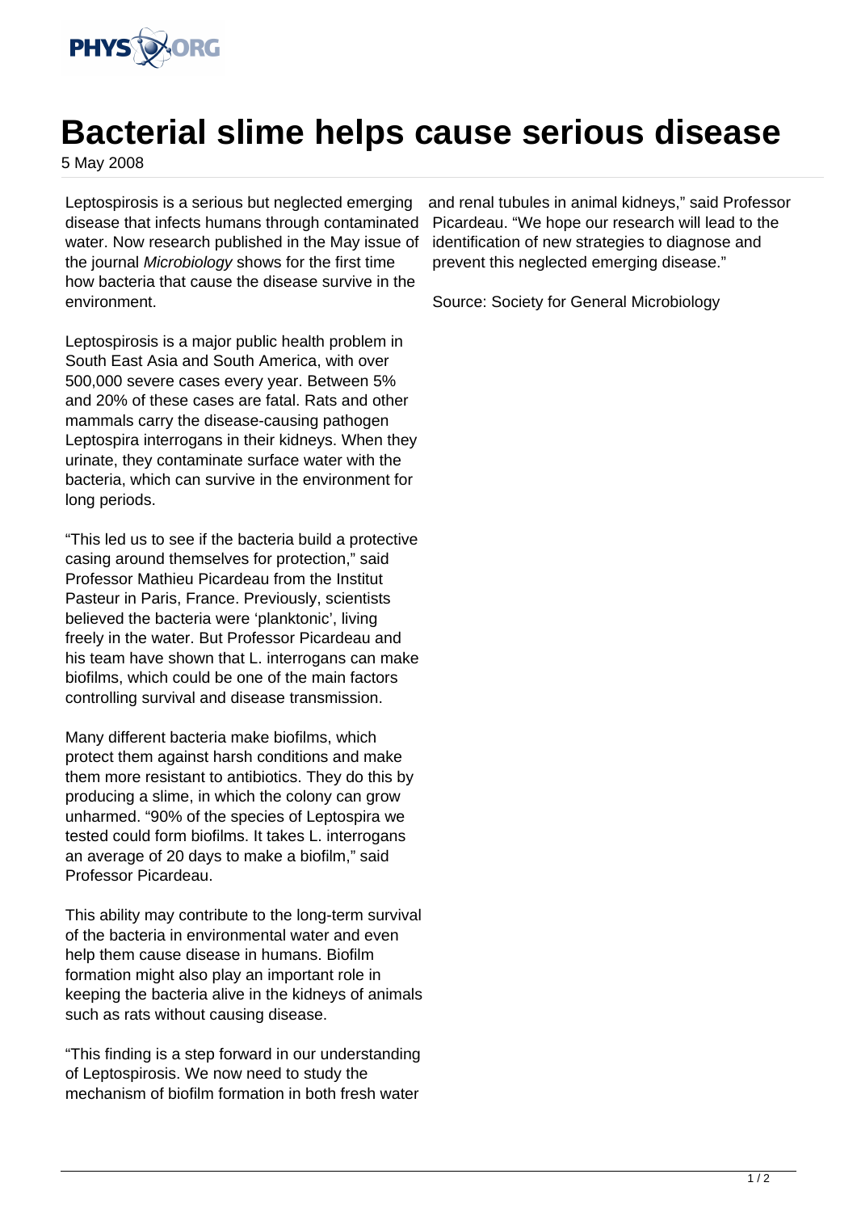# Bacterial slime helps cause serious disease

5 May 2008

Leptospirosis is a serious but neglected emerging disease that infects humans through contaminated water. Now research published in the May issue of the journal *Microbiology* shows for the first time how bacteria that cause the disease survive in the environment.

Leptospirosis is a major public health problem in South East Asia and South America, with over 500,000 severe cases every year. Between 5% and 20% of these cases are fatal. Rats and other mammals carry the disease-causing pathogen Leptospira interrogans in their kidneys. When they urinate, they contaminate surface water with the bacteria, which can survive in the environment for long periods.

"This led us to see if the bacteria build a protective casing around themselves for protection," said Professor Mathieu Picardeau from the Institut Pasteur in Paris, France. Previously, scientists believed the bacteria were 'planktonic', living freely in the water. But Professor Picardeau and his team have shown that L. interrogans can make biofilms, which could be one of the main factors controlling survival and disease transmission.

Many different bacteria make biofilms, which protect them against harsh conditions and make them more resistant to antibiotics. They do this by producing a slime, in which the colony can grow unharmed. "90% of the species of Leptospira we tested could form biofilms. It takes L. interrogans an average of 20 days to make a biofilm," said Professor Picardeau.

This ability may contribute to the long-term survival of the bacteria in environmental water and even help them cause disease in humans. Biofilm formation might also play an important role in keeping the bacteria alive in the kidneys of animals such as rats without causing disease.

"This finding is a step forward in our understanding of Leptospirosis. We now need to study the mechanism of biofilm formation in both fresh water and renal tubules in animal kidneys," said Professor Picardeau. "We hope our research will lead to the identification of new strategies to diagnose and prevent this neglected emerging disease."

Source: Society for General Microbiology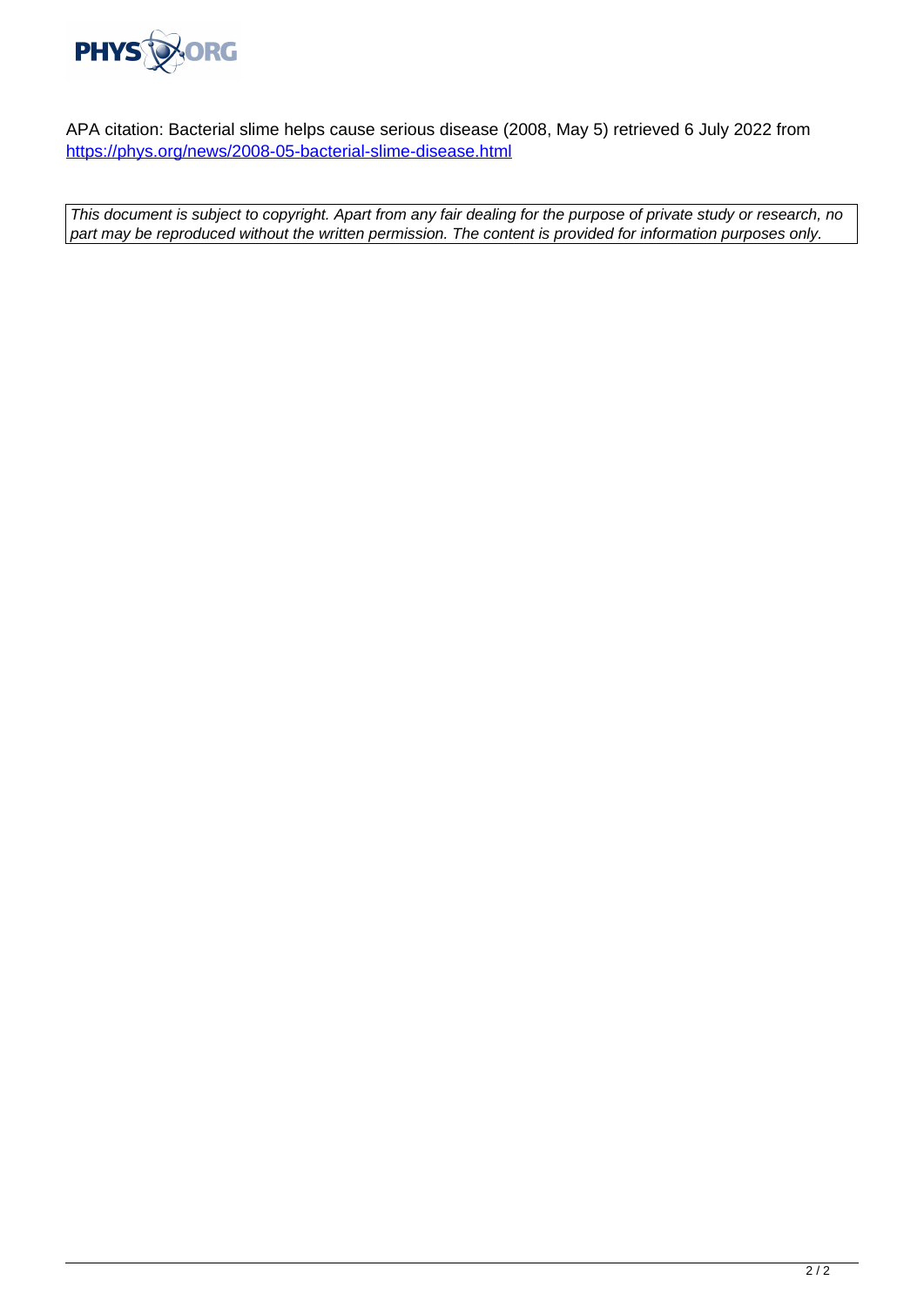APA citation: Bacterial slime helps cause serious disease (2008, May 5) retrieved 6 July 2022 from https://phys.org/news/2008-05-bacterial-slime-disease.html

*This document is subject to copyright. Apart from any fair dealing for the purpose of private study or research, no part may be reproduced without the written permission. The content is provided for information purposes only.*